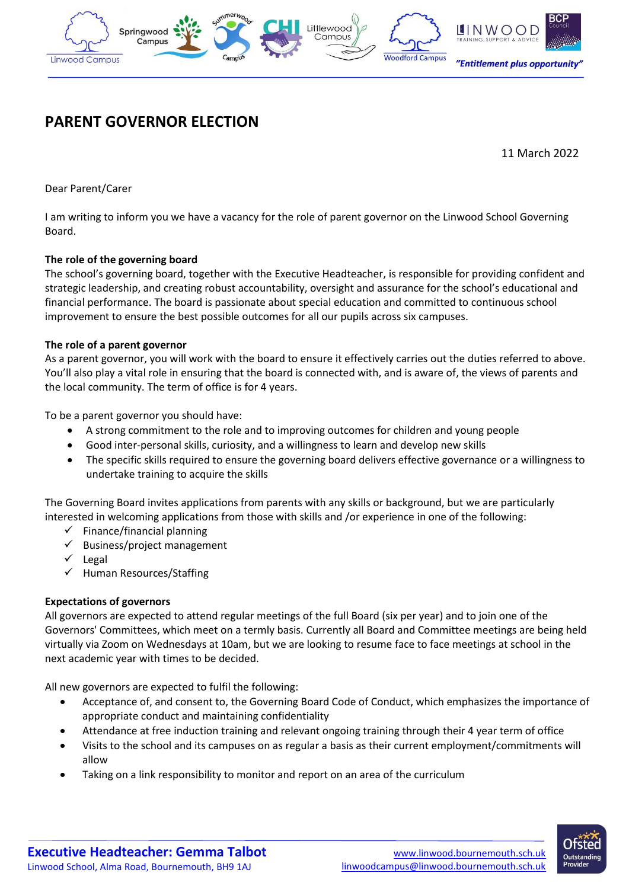# PARENT GOVERNOR ELECTION

11 March 2022

Dear Parent/Carer

I am writing to inform you we have a vacancy for the role of parent governor on the Linwood School Governing Board.

**The role of the governing board**
The school's governing board, together with the Executive Headteacher, is responsible for providing confident and strategic leadership, and creating robust accountability, oversight and assurance for the school's educational and financial performance. The board is passionate about special education and committed to continuous school improvement to ensure the best possible outcomes for all our pupils across six campuses.

**The role of a parent governor**
As a parent governor, you will work with the board to ensure it effectively carries out the duties referred to above. You'll also play a vital role in ensuring that the board is connected with, and is aware of, the views of parents and the local community. The term of office is for 4 years.

To be a parent governor you should have:

- A strong commitment to the role and to improving outcomes for children and young people
- Good inter-personal skills, curiosity, and a willingness to learn and develop new skills
- The specific skills required to ensure the governing board delivers effective governance or a willingness to undertake training to acquire the skills

The Governing Board invites applications from parents with any skills or background, but we are particularly interested in welcoming applications from those with skills and /or experience in one of the following:

- ✓ Finance/financial planning
- ✓ Business/project management
- ✓ Legal
- ✓ Human Resources/Staffing

**Expectations of governors**
All governors are expected to attend regular meetings of the full Board (six per year) and to join one of the Governors' Committees, which meet on a termly basis. Currently all Board and Committee meetings are being held virtually via Zoom on Wednesdays at 10am, but we are looking to resume face to face meetings at school in the next academic year with times to be decided.

All new governors are expected to fulfil the following:

- Acceptance of, and consent to, the Governing Board Code of Conduct, which emphasizes the importance of appropriate conduct and maintaining confidentiality
- Attendance at free induction training and relevant ongoing training through their 4 year term of office
- Visits to the school and its campuses on as regular a basis as their current employment/commitments will allow
- Taking on a link responsibility to monitor and report on an area of the curriculum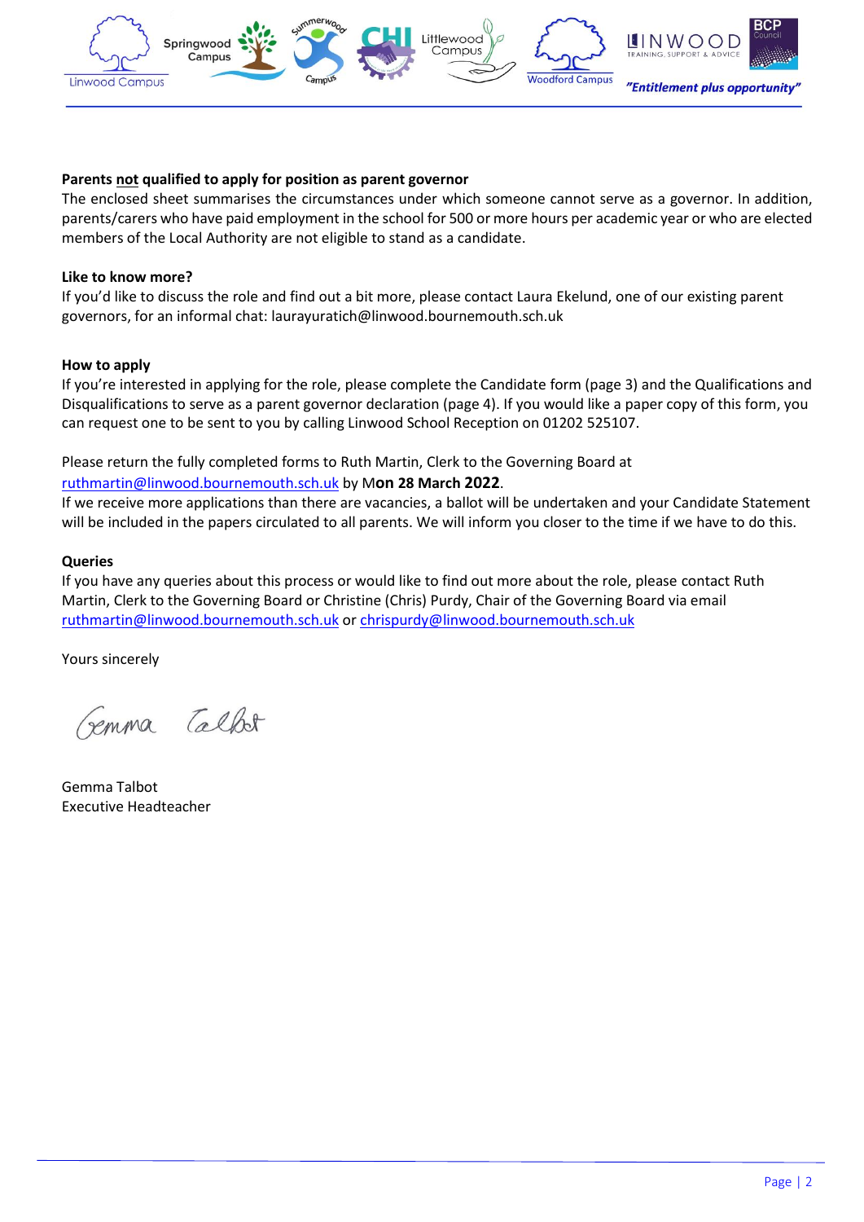**Parents <u>not</u> qualified to apply for position as parent governor**

The enclosed sheet summarises the circumstances under which someone cannot serve as a governor. In addition, parents/carers who have paid employment in the school for 500 or more hours per academic year or who are elected members of the Local Authority are not eligible to stand as a candidate.

**Like to know more?**

If you'd like to discuss the role and find out a bit more, please contact Laura Ekelund, one of our existing parent governors, for an informal chat: laurayuratich@linwood.bournemouth.sch.uk

**How to apply**

If you're interested in applying for the role, please complete the Candidate form (page 3) and the Qualifications and Disqualifications to serve as a parent governor declaration (page 4). If you would like a paper copy of this form, you can request one to be sent to you by calling Linwood School Reception on 01202 525107.

Please return the fully completed forms to Ruth Martin, Clerk to the Governing Board at ruthmartin@linwood.bournemouth.sch.uk by M**on 28 March 2022**.

If we receive more applications than there are vacancies, a ballot will be undertaken and your Candidate Statement will be included in the papers circulated to all parents. We will inform you closer to the time if we have to do this.

**Queries**

If you have any queries about this process or would like to find out more about the role, please contact Ruth Martin, Clerk to the Governing Board or Christine (Chris) Purdy, Chair of the Governing Board via email ruthmartin@linwood.bournemouth.sch.uk or chrispurdy@linwood.bournemouth.sch.uk

Yours sincerely

Gemma Talbot

Gemma Talbot
Executive Headteacher